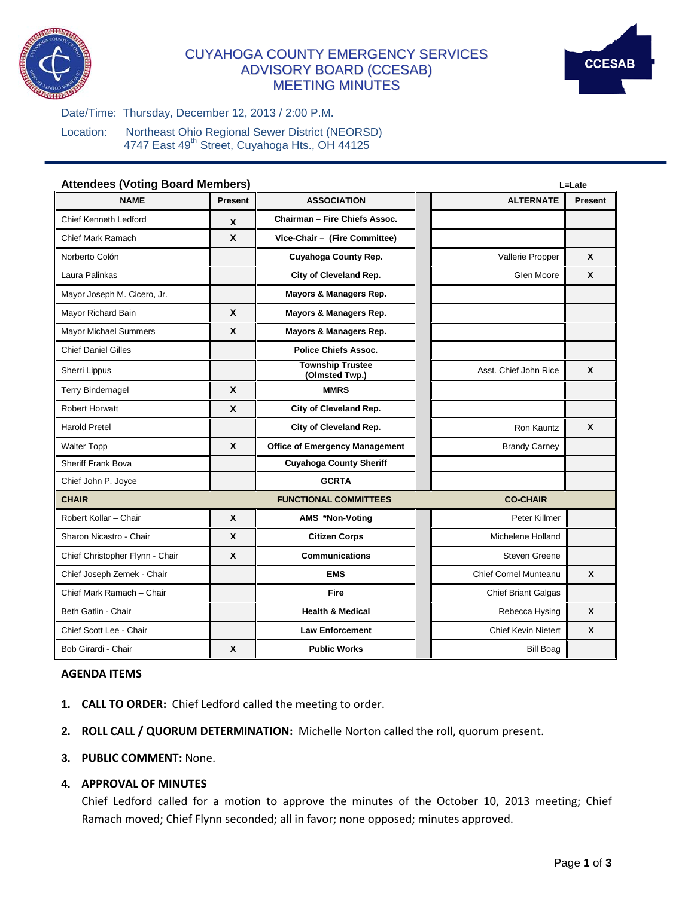# CUYAHOGA COUNTY EMERGENCY SERVICES ADVISORY BOARD (CCESAB) MEETING MINUTES

CCESAB

Date/Time: Thursday, December 12, 2013 / 2:00 P.M.

Location: Northeast Ohio Regional Sewer District (NEORSD)
4747 East 49th Street, Cuyahoga Hts., OH 44125

**Attendees (Voting Board Members)** L=Late

| NAME | Present | ASSOCIATION | ALTERNATE | Present |
|---|---|---|---|---|
| Chief Kenneth Ledford | X | Chairman – Fire Chiefs Assoc. | | |
| Chief Mark Ramach | X | Vice-Chair – (Fire Committee) | | |
| Norberto Colón | | Cuyahoga County Rep. | Vallerie Propper | X |
| Laura Palinkas | | City of Cleveland Rep. | Glen Moore | X |
| Mayor Joseph M. Cicero, Jr. | | Mayors & Managers Rep. | | |
| Mayor Richard Bain | X | Mayors & Managers Rep. | | |
| Mayor Michael Summers | X | Mayors & Managers Rep. | | |
| Chief Daniel Gilles | | Police Chiefs Assoc. | | |
| Sherri Lippus | | Township Trustee (Olmsted Twp.) | Asst. Chief John Rice | X |
| Terry Bindernagel | X | MMRS | | |
| Robert Horwatt | X | City of Cleveland Rep. | | |
| Harold Pretel | | City of Cleveland Rep. | Ron Kauntz | X |
| Walter Topp | X | Office of Emergency Management | Brandy Carney | |
| Sheriff Frank Bova | | Cuyahoga County Sheriff | | |
| Chief John P. Joyce | | GCRTA | | |
| **CHAIR** | | **FUNCTIONAL COMMITTEES** | **CO-CHAIR** | |
| Robert Kollar – Chair | X | AMS *Non-Voting | Peter Killmer | |
| Sharon Nicastro - Chair | X | Citizen Corps | Michelene Holland | |
| Chief Christopher Flynn - Chair | X | Communications | Steven Greene | |
| Chief Joseph Zemek - Chair | | EMS | Chief Cornel Munteanu | X |
| Chief Mark Ramach – Chair | | Fire | Chief Briant Galgas | |
| Beth Gatlin - Chair | | Health & Medical | Rebecca Hysing | X |
| Chief Scott Lee - Chair | | Law Enforcement | Chief Kevin Nietert | X |
| Bob Girardi - Chair | X | Public Works | Bill Boag | |

## AGENDA ITEMS

1. **CALL TO ORDER:** Chief Ledford called the meeting to order.

2. **ROLL CALL / QUORUM DETERMINATION:** Michelle Norton called the roll, quorum present.

3. **PUBLIC COMMENT:** None.

4. **APPROVAL OF MINUTES**
   Chief Ledford called for a motion to approve the minutes of the October 10, 2013 meeting; Chief Ramach moved; Chief Flynn seconded; all in favor; none opposed; minutes approved.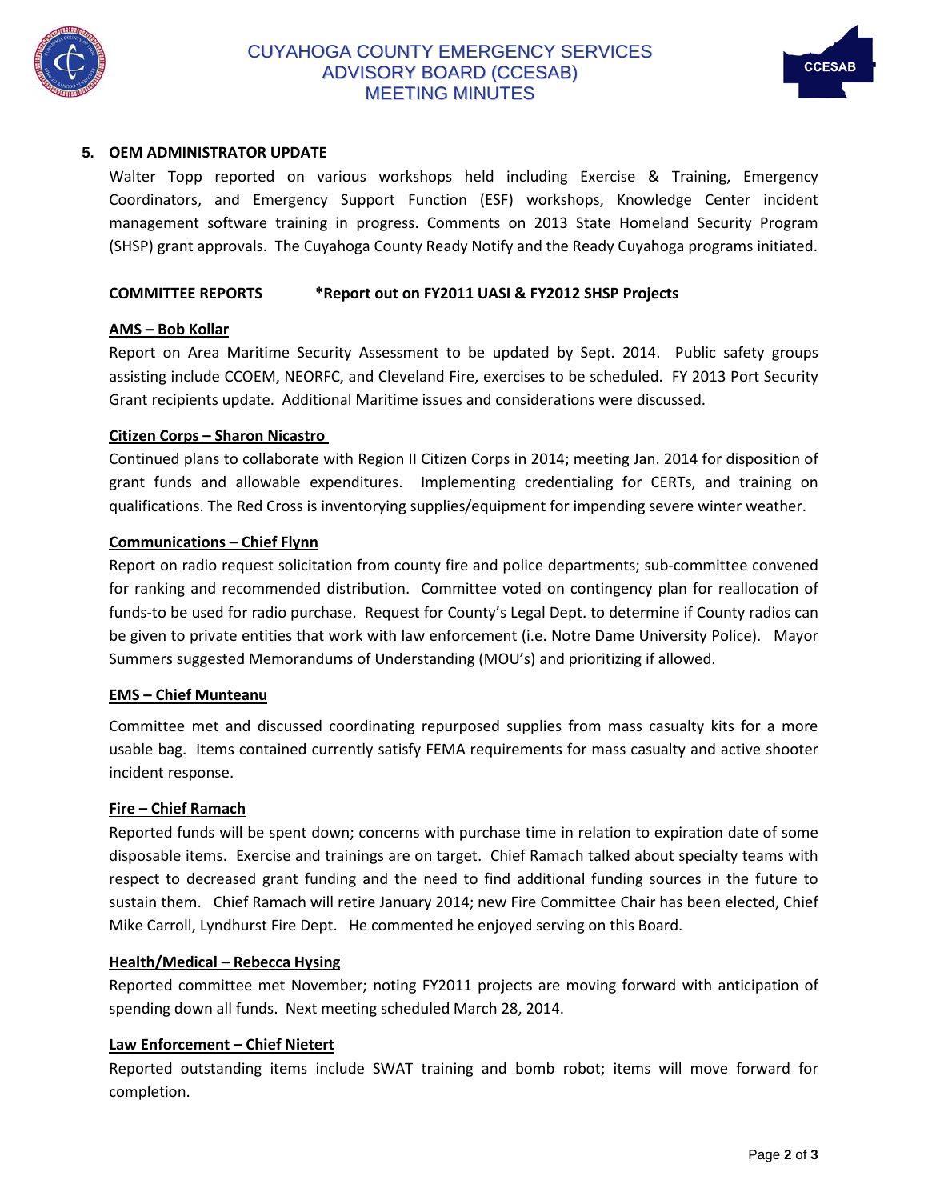## 5. OEM ADMINISTRATOR UPDATE

Walter Topp reported on various workshops held including Exercise & Training, Emergency Coordinators, and Emergency Support Function (ESF) workshops, Knowledge Center incident management software training in progress. Comments on 2013 State Homeland Security Program (SHSP) grant approvals. The Cuyahoga County Ready Notify and the Ready Cuyahoga programs initiated.

**COMMITTEE REPORTS** **\*Report out on FY2011 UASI & FY2012 SHSP Projects**

**AMS – Bob Kollar**

Report on Area Maritime Security Assessment to be updated by Sept. 2014. Public safety groups assisting include CCOEM, NEORFC, and Cleveland Fire, exercises to be scheduled. FY 2013 Port Security Grant recipients update. Additional Maritime issues and considerations were discussed.

**Citizen Corps – Sharon Nicastro**

Continued plans to collaborate with Region II Citizen Corps in 2014; meeting Jan. 2014 for disposition of grant funds and allowable expenditures. Implementing credentialing for CERTs, and training on qualifications. The Red Cross is inventorying supplies/equipment for impending severe winter weather.

**Communications – Chief Flynn**

Report on radio request solicitation from county fire and police departments; sub-committee convened for ranking and recommended distribution. Committee voted on contingency plan for reallocation of funds-to be used for radio purchase. Request for County's Legal Dept. to determine if County radios can be given to private entities that work with law enforcement (i.e. Notre Dame University Police). Mayor Summers suggested Memorandums of Understanding (MOU's) and prioritizing if allowed.

**EMS – Chief Munteanu**

Committee met and discussed coordinating repurposed supplies from mass casualty kits for a more usable bag. Items contained currently satisfy FEMA requirements for mass casualty and active shooter incident response.

**Fire – Chief Ramach**

Reported funds will be spent down; concerns with purchase time in relation to expiration date of some disposable items. Exercise and trainings are on target. Chief Ramach talked about specialty teams with respect to decreased grant funding and the need to find additional funding sources in the future to sustain them. Chief Ramach will retire January 2014; new Fire Committee Chair has been elected, Chief Mike Carroll, Lyndhurst Fire Dept. He commented he enjoyed serving on this Board.

**Health/Medical – Rebecca Hysing**

Reported committee met November; noting FY2011 projects are moving forward with anticipation of spending down all funds. Next meeting scheduled March 28, 2014.

**Law Enforcement – Chief Nietert**

Reported outstanding items include SWAT training and bomb robot; items will move forward for completion.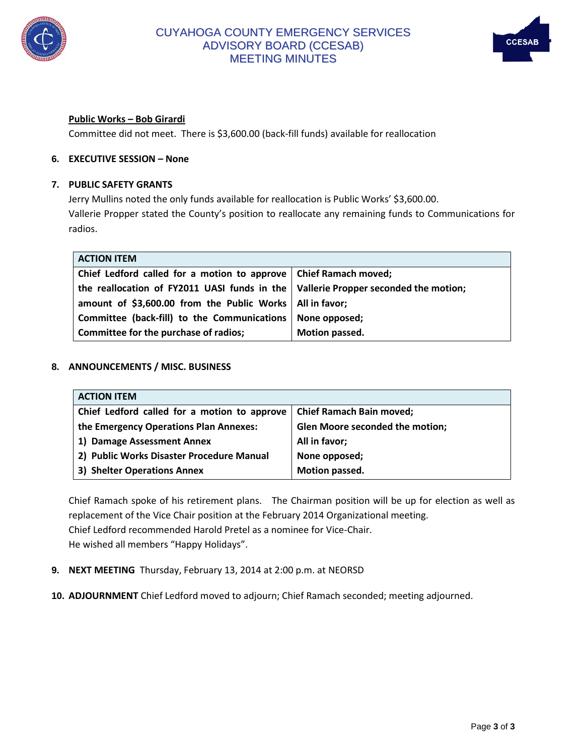**Public Works – Bob Girardi**

Committee did not meet. There is $3,600.00 (back-fill funds) available for reallocation

6. **EXECUTIVE SESSION – None**

7. **PUBLIC SAFETY GRANTS**

Jerry Mullins noted the only funds available for reallocation is Public Works' $3,600.00.
Vallerie Propper stated the County's position to reallocate any remaining funds to Communications for radios.

| **ACTION ITEM** | |
|---|---|
| **Chief Ledford called for a motion to approve the reallocation of FY2011 UASI funds in the amount of $3,600.00 from the Public Works Committee (back-fill) to the Communications Committee for the purchase of radios;** | **Chief Ramach moved;**<br>**Vallerie Propper seconded the motion;**<br>**All in favor;**<br>**None opposed;**<br>**Motion passed.** |

8. **ANNOUNCEMENTS / MISC. BUSINESS**

| **ACTION ITEM** | |
|---|---|
| **Chief Ledford called for a motion to approve the Emergency Operations Plan Annexes:**<br>**1) Damage Assessment Annex**<br>**2) Public Works Disaster Procedure Manual**<br>**3) Shelter Operations Annex** | **Chief Ramach Bain moved;**<br>**Glen Moore seconded the motion;**<br>**All in favor;**<br>**None opposed;**<br>**Motion passed.** |

Chief Ramach spoke of his retirement plans. The Chairman position will be up for election as well as replacement of the Vice Chair position at the February 2014 Organizational meeting.
Chief Ledford recommended Harold Pretel as a nominee for Vice-Chair.
He wished all members "Happy Holidays".

9. **NEXT MEETING** Thursday, February 13, 2014 at 2:00 p.m. at NEORSD

10. **ADJOURNMENT** Chief Ledford moved to adjourn; Chief Ramach seconded; meeting adjourned.